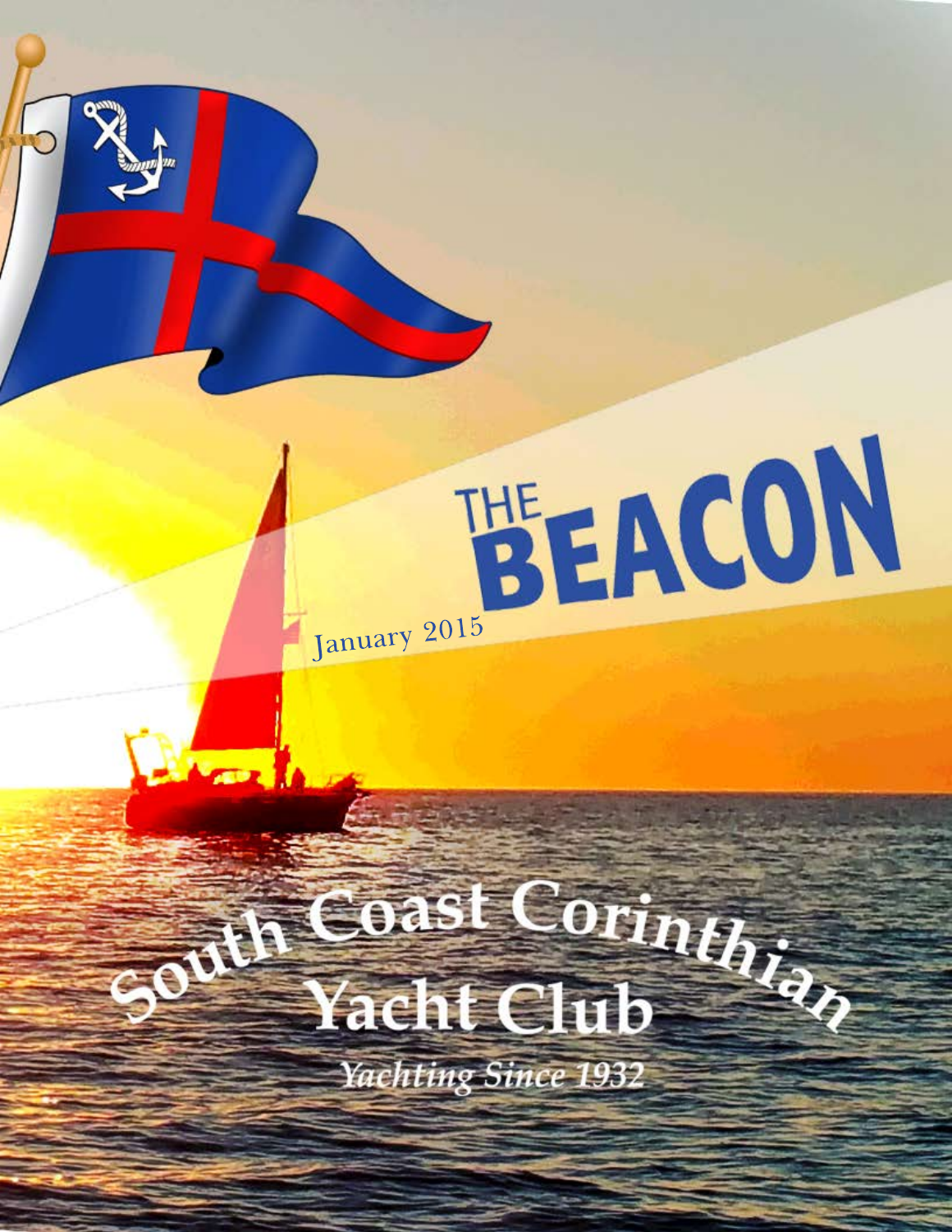# THE BEACON

January 2015

## South Coast Corinthian Yacht Club

*Yachting Since 1932*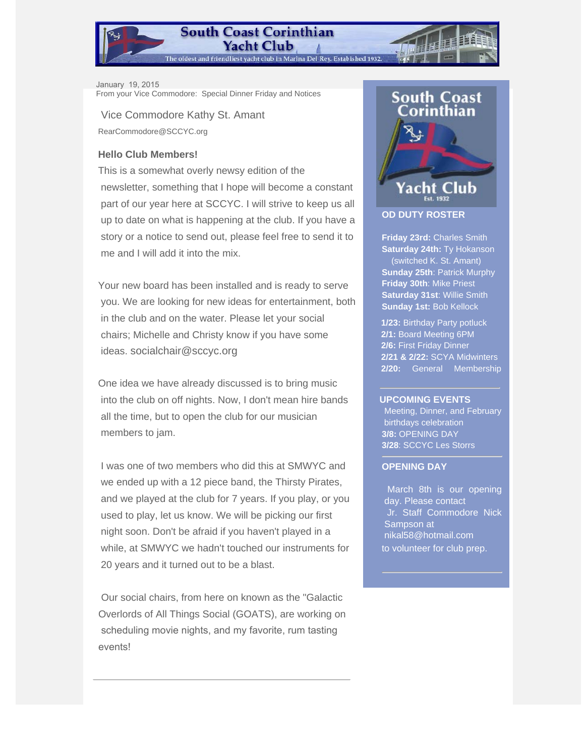# South Coast Corinthian Yacht Club

The oldest and friendliest yacht club in Marina Del Rey. Established 1932.

January 19, 2015
From your Vice Commodore: Special Dinner Friday and Notices

Vice Commodore Kathy St. Amant
RearCommodore@SCCYC.org

**Hello Club Members!**

This is a somewhat overly newsy edition of the newsletter, something that I hope will become a constant part of our year here at SCCYC. I will strive to keep us all up to date on what is happening at the club. If you have a story or a notice to send out, please feel free to send it to me and I will add it into the mix.

Your new board has been installed and is ready to serve you. We are looking for new ideas for entertainment, both in the club and on the water. Please let your social chairs; Michelle and Christy know if you have some ideas. socialchair@sccyc.org

One idea we have already discussed is to bring music into the club on off nights. Now, I don't mean hire bands all the time, but to open the club for our musician members to jam.

I was one of two members who did this at SMWYC and we ended up with a 12 piece band, the Thirsty Pirates, and we played at the club for 7 years. If you play, or you used to play, let us know. We will be picking our first night soon. Don't be afraid if you haven't played in a while, at SMWYC we hadn't touched our instruments for 20 years and it turned out to be a blast.

Our social chairs, from here on known as the "Galactic Overlords of All Things Social (GOATS), are working on scheduling movie nights, and my favorite, rum tasting events!

---

## South Coast Corinthian Yacht Club

Est. 1932

### OD DUTY ROSTER

**Friday 23rd:** Charles Smith
**Saturday 24th:** Ty Hokanson (switched K. St. Amant)
**Sunday 25th**: Patrick Murphy
**Friday 30th**: Mike Priest
**Saturday 31st**: Willie Smith
**Sunday 1st:** Bob Kellock

**1/23:** Birthday Party potluck
**2/1:** Board Meeting 6PM
**2/6:** First Friday Dinner
**2/21 & 2/22:** SCYA Midwinters
**2/20:** General Membership

### UPCOMING EVENTS

Meeting, Dinner, and February birthdays celebration
**3/8:** OPENING DAY
**3/28**: SCCYC Les Storrs

### OPENING DAY

March 8th is our opening day. Please contact Jr. Staff Commodore Nick Sampson at nikal58@hotmail.com to volunteer for club prep.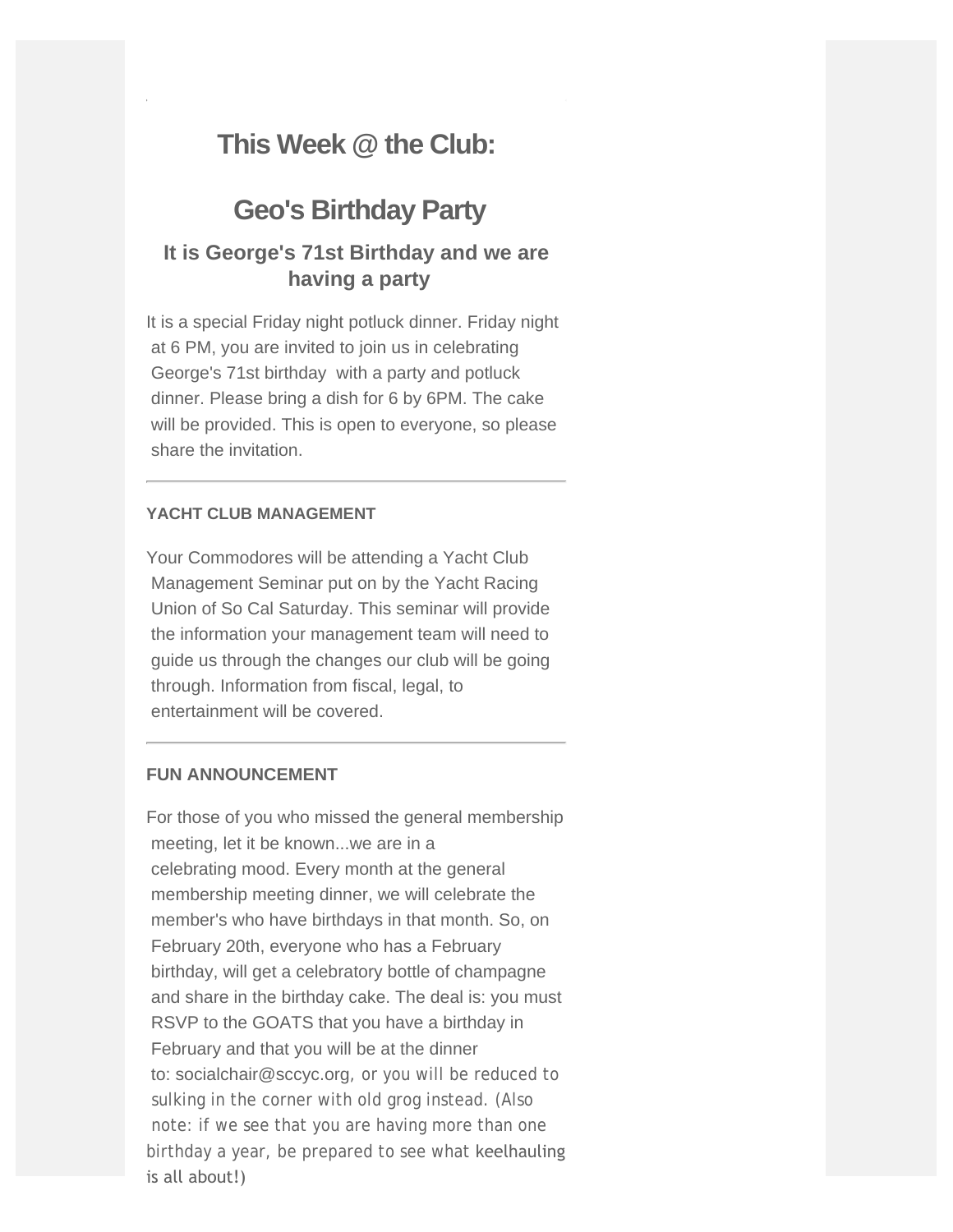# This Week @ the Club:

# Geo's Birthday Party

### It is George's 71st Birthday and we are having a party

It is a special Friday night potluck dinner. Friday night at 6 PM, you are invited to join us in celebrating George's 71st birthday with a party and potluck dinner. Please bring a dish for 6 by 6PM. The cake will be provided. This is open to everyone, so please share the invitation.

---

**YACHT CLUB MANAGEMENT**

Your Commodores will be attending a Yacht Club Management Seminar put on by the Yacht Racing Union of So Cal Saturday. This seminar will provide the information your management team will need to guide us through the changes our club will be going through. Information from fiscal, legal, to entertainment will be covered.

---

**FUN ANNOUNCEMENT**

For those of you who missed the general membership meeting, let it be known...we are in a celebrating mood. Every month at the general membership meeting dinner, we will celebrate the member's who have birthdays in that month. So, on February 20th, everyone who has a February birthday, will get a celebratory bottle of champagne and share in the birthday cake. The deal is: you must RSVP to the GOATS that you have a birthday in February and that you will be at the dinner to: socialchair@sccyc.org, or you will be reduced to sulking in the corner with old grog instead. (Also note: if we see that you are having more than one birthday a year, be prepared to see what keelhauling is all about!)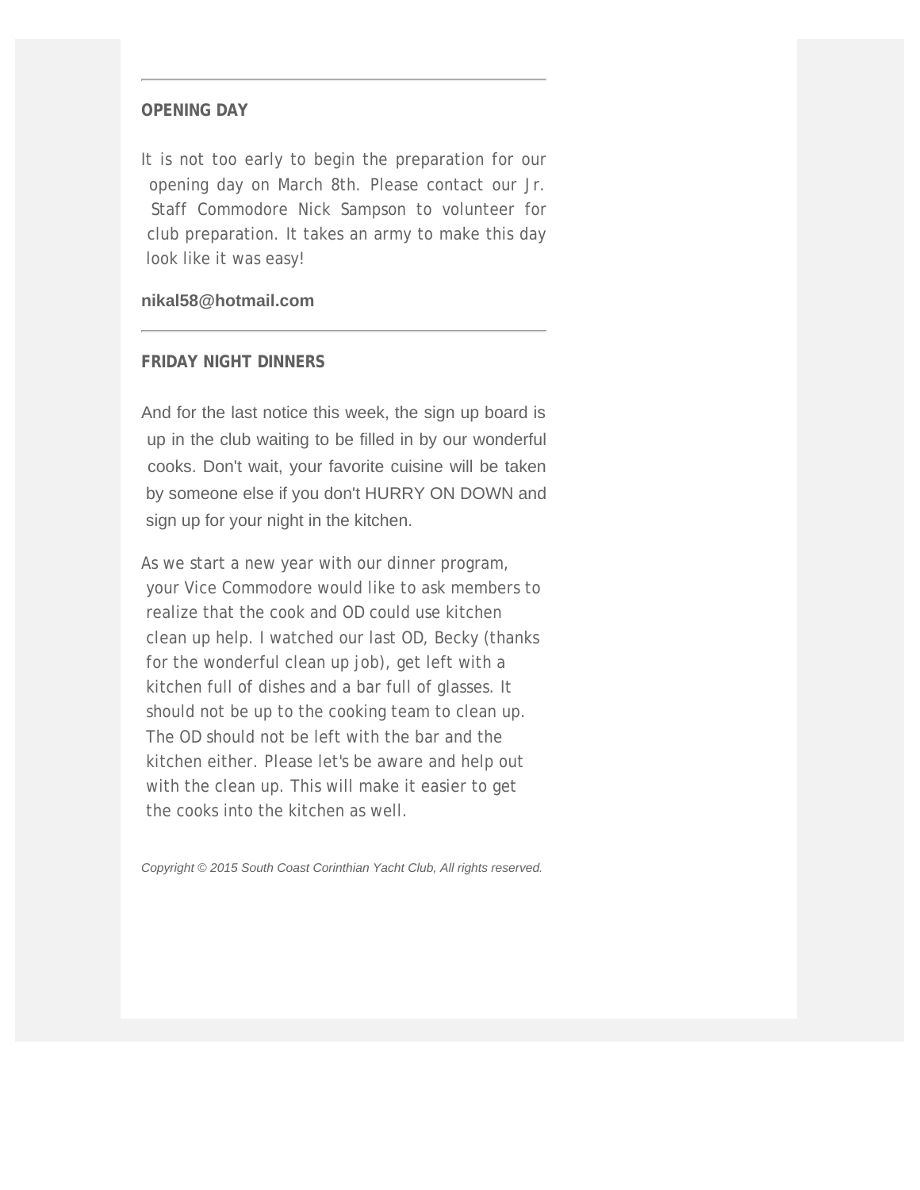---

**OPENING DAY**

It is not too early to begin the preparation for our opening day on March 8th. Please contact our Jr. Staff Commodore Nick Sampson to volunteer for club preparation. It takes an army to make this day look like it was easy!

**nikal58@hotmail.com**

---

**FRIDAY NIGHT DINNERS**

And for the last notice this week, the sign up board is up in the club waiting to be filled in by our wonderful cooks. Don't wait, your favorite cuisine will be taken by someone else if you don't HURRY ON DOWN and sign up for your night in the kitchen.

As we start a new year with our dinner program, your Vice Commodore would like to ask members to realize that the cook and OD could use kitchen clean up help. I watched our last OD, Becky (thanks for the wonderful clean up job), get left with a kitchen full of dishes and a bar full of glasses. It should not be up to the cooking team to clean up. The OD should not be left with the bar and the kitchen either. Please let's be aware and help out with the clean up. This will make it easier to get the cooks into the kitchen as well.

*Copyright © 2015 South Coast Corinthian Yacht Club, All rights reserved.*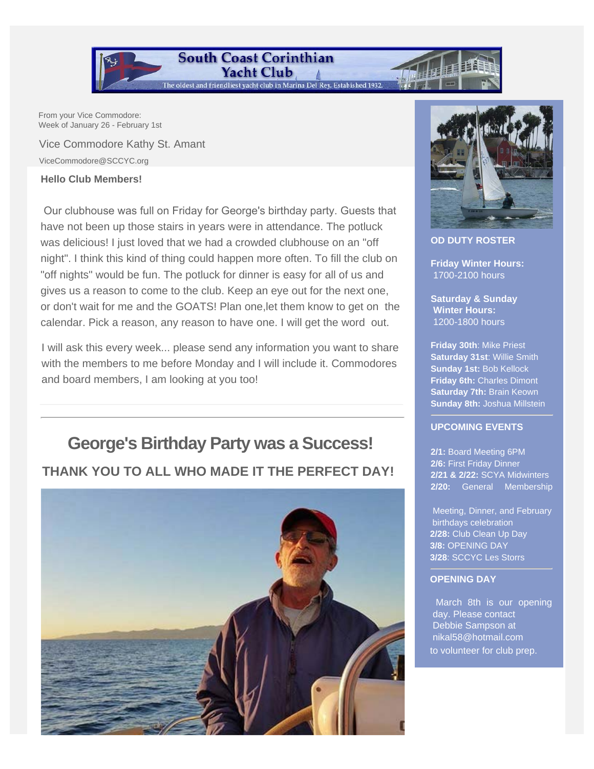South Coast Corinthian Yacht Club

The oldest and friendliest yacht club in Marina Del Rey. Established 1932.

From your Vice Commodore:
Week of January 26 - February 1st

Vice Commodore Kathy St. Amant

ViceCommodore@SCCYC.org

**Hello Club Members!**

Our clubhouse was full on Friday for George's birthday party. Guests that have not been up those stairs in years were in attendance. The potluck was delicious! I just loved that we had a crowded clubhouse on an "off night". I think this kind of thing could happen more often. To fill the club on "off nights" would be fun. The potluck for dinner is easy for all of us and gives us a reason to come to the club. Keep an eye out for the next one, or don't wait for me and the GOATS! Plan one,let them know to get on the calendar. Pick a reason, any reason to have one. I will get the word out.

I will ask this every week... please send any information you want to share with the members to me before Monday and I will include it. Commodores and board members, I am looking at you too!

---

## George's Birthday Party was a Success!

### THANK YOU TO ALL WHO MADE IT THE PERFECT DAY!

**OD DUTY ROSTER**

**Friday Winter Hours:**
1700-2100 hours

**Saturday & Sunday Winter Hours:**
1200-1800 hours

**Friday 30th**: Mike Priest
**Saturday 31st**: Willie Smith
**Sunday 1st:** Bob Kellock
**Friday 6th:** Charles Dimont
**Saturday 7th:** Brain Keown
**Sunday 8th:** Joshua Millstein

**UPCOMING EVENTS**

**2/1:** Board Meeting 6PM
**2/6:** First Friday Dinner
**2/21 & 2/22:** SCYA Midwinters
**2/20:** General Membership Meeting, Dinner, and February birthdays celebration
**2/28:** Club Clean Up Day
**3/8:** OPENING DAY
**3/28**: SCCYC Les Storrs

**OPENING DAY**

March 8th is our opening day. Please contact Debbie Sampson at nikal58@hotmail.com to volunteer for club prep.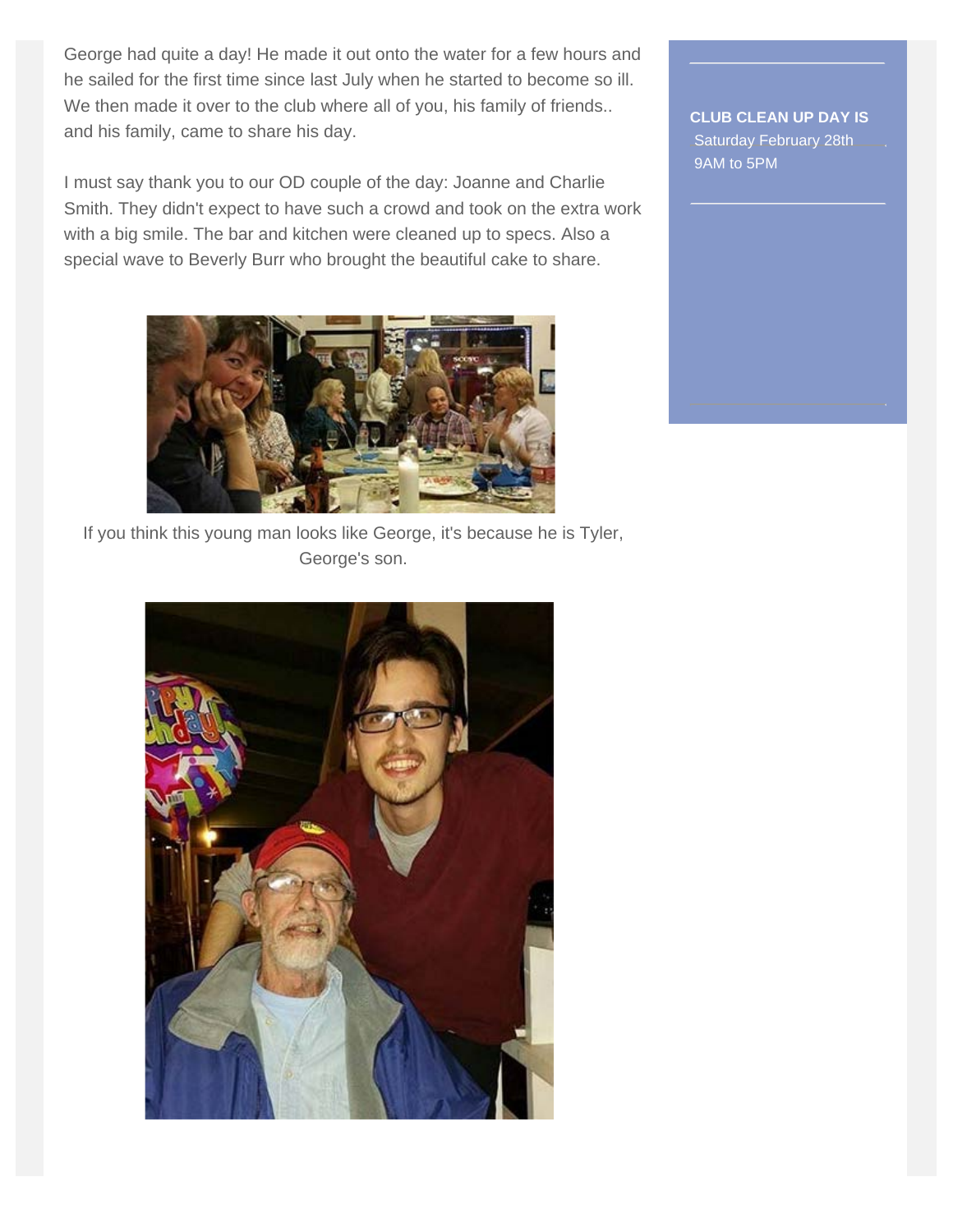George had quite a day! He made it out onto the water for a few hours and he sailed for the first time since last July when he started to become so ill. We then made it over to the club where all of you, his family of friends.. and his family, came to share his day.

I must say thank you to our OD couple of the day: Joanne and Charlie Smith. They didn't expect to have such a crowd and took on the extra work with a big smile. The bar and kitchen were cleaned up to specs. Also a special wave to Beverly Burr who brought the beautiful cake to share.

If you think this young man looks like George, it's because he is Tyler, George's son.

**CLUB CLEAN UP DAY IS**
Saturday February 28th
9AM to 5PM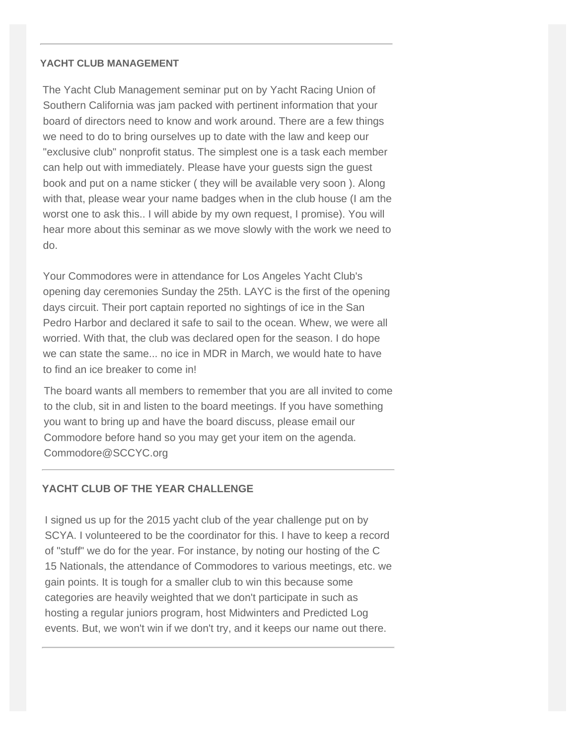---

## YACHT CLUB MANAGEMENT

The Yacht Club Management seminar put on by Yacht Racing Union of Southern California was jam packed with pertinent information that your board of directors need to know and work around. There are a few things we need to do to bring ourselves up to date with the law and keep our "exclusive club" nonprofit status. The simplest one is a task each member can help out with immediately. Please have your guests sign the guest book and put on a name sticker ( they will be available very soon ). Along with that, please wear your name badges when in the club house (I am the worst one to ask this.. I will abide by my own request, I promise). You will hear more about this seminar as we move slowly with the work we need to do.

Your Commodores were in attendance for Los Angeles Yacht Club's opening day ceremonies Sunday the 25th. LAYC is the first of the opening days circuit. Their port captain reported no sightings of ice in the San Pedro Harbor and declared it safe to sail to the ocean. Whew, we were all worried. With that, the club was declared open for the season. I do hope we can state the same... no ice in MDR in March, we would hate to have to find an ice breaker to come in!

The board wants all members to remember that you are all invited to come to the club, sit in and listen to the board meetings. If you have something you want to bring up and have the board discuss, please email our Commodore before hand so you may get your item on the agenda. Commodore@SCCYC.org

---

## YACHT CLUB OF THE YEAR CHALLENGE

I signed us up for the 2015 yacht club of the year challenge put on by SCYA. I volunteered to be the coordinator for this. I have to keep a record of "stuff" we do for the year. For instance, by noting our hosting of the C 15 Nationals, the attendance of Commodores to various meetings, etc. we gain points. It is tough for a smaller club to win this because some categories are heavily weighted that we don't participate in such as hosting a regular juniors program, host Midwinters and Predicted Log events. But, we won't win if we don't try, and it keeps our name out there.

---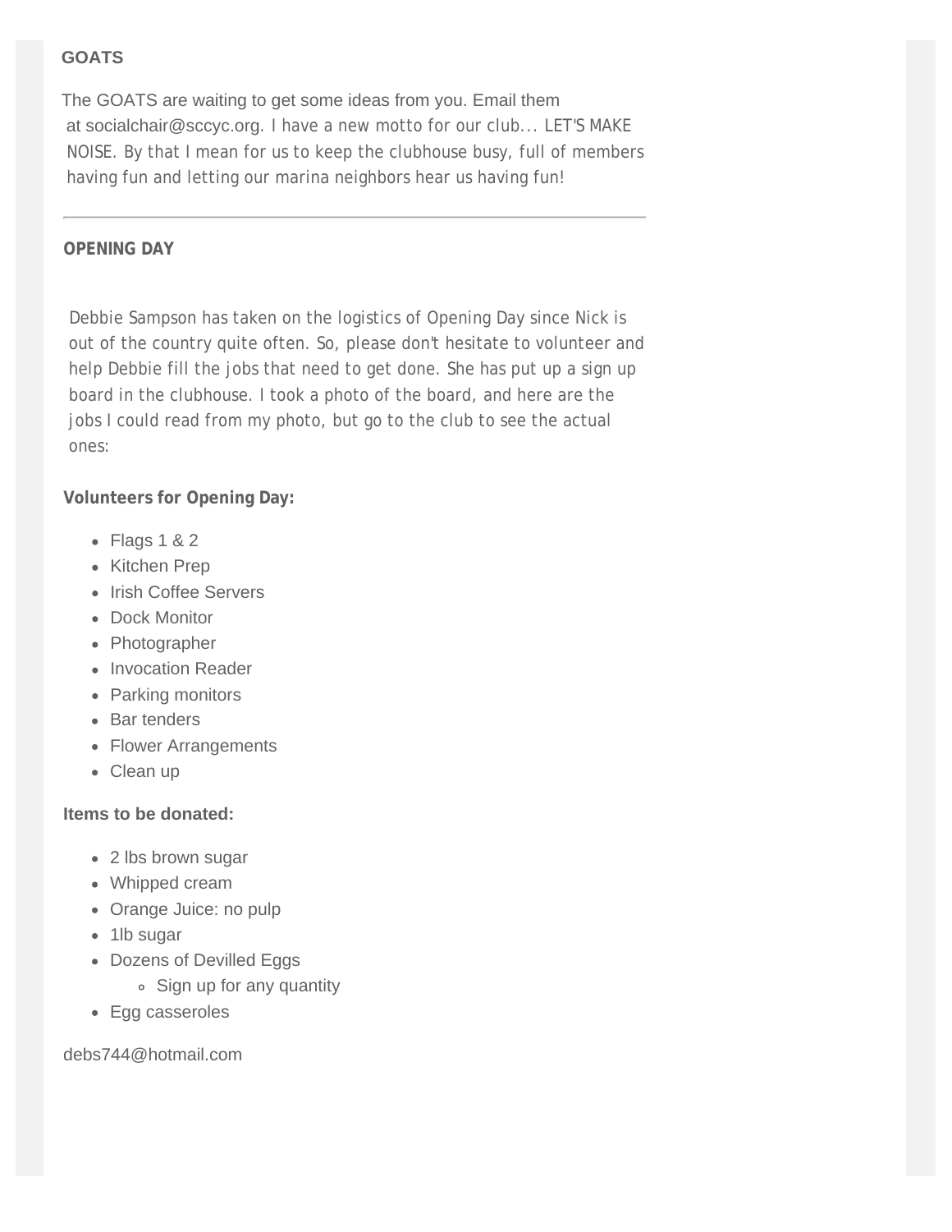## GOATS

The GOATS are waiting to get some ideas from you. Email them at socialchair@sccyc.org. I have a new motto for our club... LET'S MAKE NOISE. By that I mean for us to keep the clubhouse busy, full of members having fun and letting our marina neighbors hear us having fun!

---

## OPENING DAY

Debbie Sampson has taken on the logistics of Opening Day since Nick is out of the country quite often. So, please don't hesitate to volunteer and help Debbie fill the jobs that need to get done. She has put up a sign up board in the clubhouse. I took a photo of the board, and here are the jobs I could read from my photo, but go to the club to see the actual ones:

**Volunteers for Opening Day:**

- Flags 1 & 2
- Kitchen Prep
- Irish Coffee Servers
- Dock Monitor
- Photographer
- Invocation Reader
- Parking monitors
- Bar tenders
- Flower Arrangements
- Clean up

**Items to be donated:**

- 2 lbs brown sugar
- Whipped cream
- Orange Juice: no pulp
- 1lb sugar
- Dozens of Devilled Eggs
  - Sign up for any quantity
- Egg casseroles

debs744@hotmail.com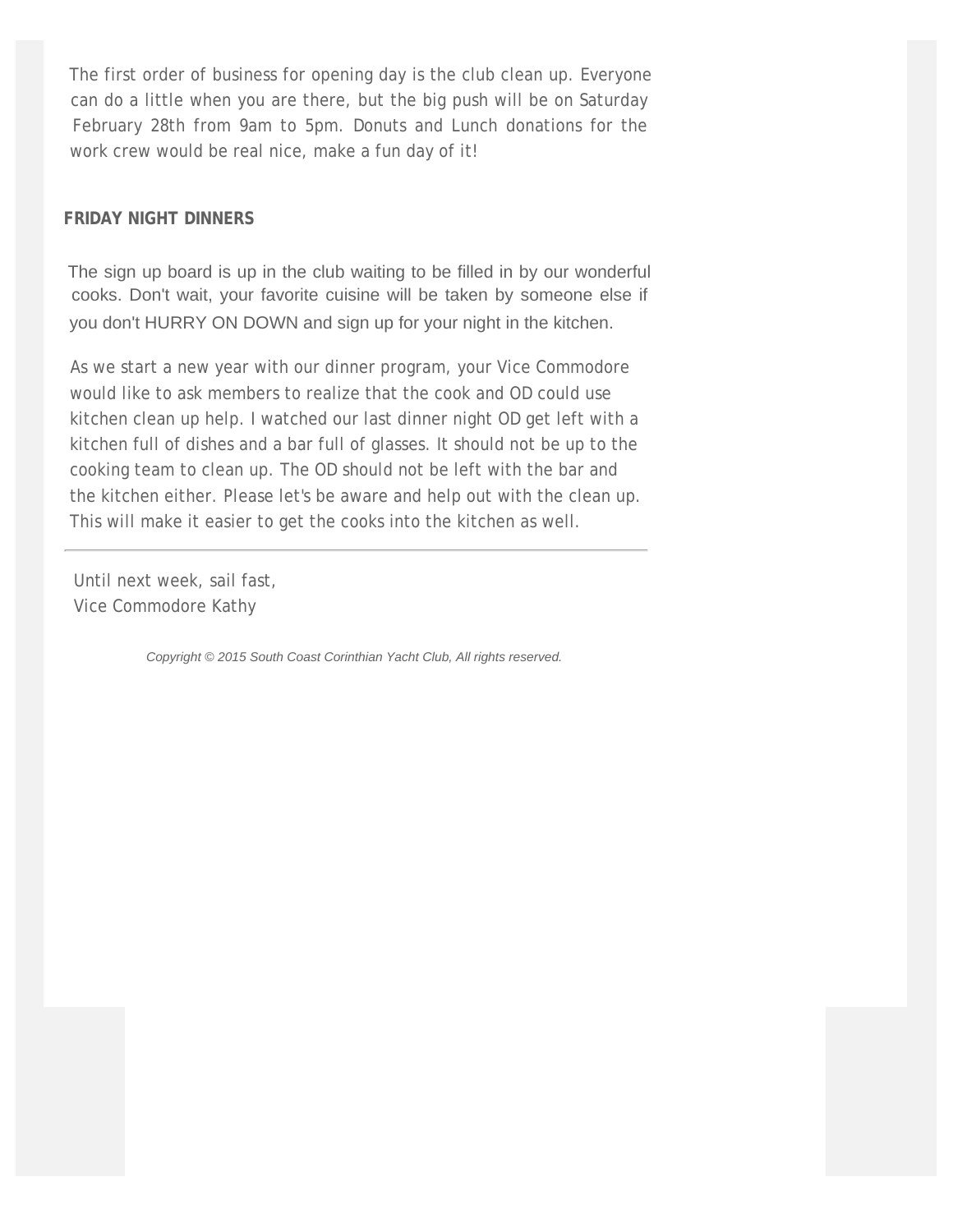The first order of business for opening day is the club clean up. Everyone can do a little when you are there, but the big push will be on Saturday February 28th from 9am to 5pm. Donuts and Lunch donations for the work crew would be real nice, make a fun day of it!

**FRIDAY NIGHT DINNERS**

The sign up board is up in the club waiting to be filled in by our wonderful cooks. Don't wait, your favorite cuisine will be taken by someone else if you don't HURRY ON DOWN and sign up for your night in the kitchen.

As we start a new year with our dinner program, your Vice Commodore would like to ask members to realize that the cook and OD could use kitchen clean up help. I watched our last dinner night OD get left with a kitchen full of dishes and a bar full of glasses. It should not be up to the cooking team to clean up. The OD should not be left with the bar and the kitchen either. Please let's be aware and help out with the clean up. This will make it easier to get the cooks into the kitchen as well.

---

Until next week, sail fast,
Vice Commodore Kathy

*Copyright © 2015 South Coast Corinthian Yacht Club, All rights reserved.*